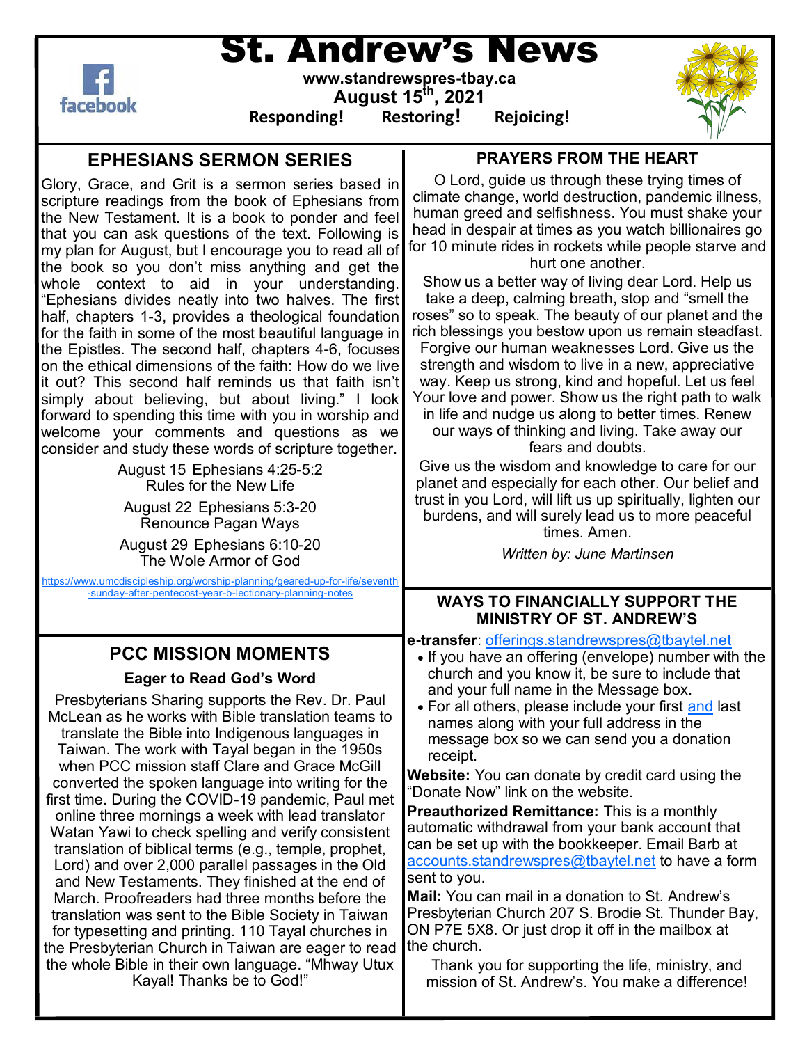# St. Andrew's News

www.standrewspres-tbay.ca

August 15th, 2021

**Responding! Restoring! Rejoicing!**

## EPHESIANS SERMON SERIES

Glory, Grace, and Grit is a sermon series based in scripture readings from the book of Ephesians from the New Testament. It is a book to ponder and feel that you can ask questions of the text. Following is my plan for August, but I encourage you to read all of the book so you don't miss anything and get the whole context to aid in your understanding. "Ephesians divides neatly into two halves. The first half, chapters 1-3, provides a theological foundation for the faith in some of the most beautiful language in the Epistles. The second half, chapters 4-6, focuses on the ethical dimensions of the faith: How do we live it out? This second half reminds us that faith isn't simply about believing, but about living." I look forward to spending this time with you in worship and welcome your comments and questions as we consider and study these words of scripture together.

August 15 Ephesians 4:25-5:2
Rules for the New Life

August 22 Ephesians 5:3-20
Renounce Pagan Ways

August 29 Ephesians 6:10-20
The Wole Armor of God

https://www.umcdiscipleship.org/worship-planning/geared-up-for-life/seventh-sunday-after-pentecost-year-b-lectionary-planning-notes

## PCC MISSION MOMENTS

### Eager to Read God's Word

Presbyterians Sharing supports the Rev. Dr. Paul McLean as he works with Bible translation teams to translate the Bible into Indigenous languages in Taiwan. The work with Tayal began in the 1950s when PCC mission staff Clare and Grace McGill converted the spoken language into writing for the first time. During the COVID-19 pandemic, Paul met online three mornings a week with lead translator Watan Yawi to check spelling and verify consistent translation of biblical terms (e.g., temple, prophet, Lord) and over 2,000 parallel passages in the Old and New Testaments. They finished at the end of March. Proofreaders had three months before the translation was sent to the Bible Society in Taiwan for typesetting and printing. 110 Tayal churches in the Presbyterian Church in Taiwan are eager to read the whole Bible in their own language. "Mhway Utux Kayal! Thanks be to God!"

## PRAYERS FROM THE HEART

O Lord, guide us through these trying times of climate change, world destruction, pandemic illness, human greed and selfishness. You must shake your head in despair at times as you watch billionaires go for 10 minute rides in rockets while people starve and hurt one another.

Show us a better way of living dear Lord. Help us take a deep, calming breath, stop and "smell the roses" so to speak. The beauty of our planet and the rich blessings you bestow upon us remain steadfast. Forgive our human weaknesses Lord. Give us the strength and wisdom to live in a new, appreciative way. Keep us strong, kind and hopeful. Let us feel Your love and power. Show us the right path to walk in life and nudge us along to better times. Renew our ways of thinking and living. Take away our fears and doubts.

Give us the wisdom and knowledge to care for our planet and especially for each other. Our belief and trust in you Lord, will lift us up spiritually, lighten our burdens, and will surely lead us to more peaceful times. Amen.

*Written by: June Martinsen*

## WAYS TO FINANCIALLY SUPPORT THE MINISTRY OF ST. ANDREW'S

**e-transfer**: offerings.standrewspres@tbaytel.net

- If you have an offering (envelope) number with the church and you know it, be sure to include that and your full name in the Message box.
- For all others, please include your first and last names along with your full address in the message box so we can send you a donation receipt.

**Website:** You can donate by credit card using the "Donate Now" link on the website.

**Preauthorized Remittance:** This is a monthly automatic withdrawal from your bank account that can be set up with the bookkeeper. Email Barb at accounts.standrewspres@tbaytel.net to have a form sent to you.

**Mail:** You can mail in a donation to St. Andrew's Presbyterian Church 207 S. Brodie St. Thunder Bay, ON P7E 5X8. Or just drop it off in the mailbox at the church.

Thank you for supporting the life, ministry, and mission of St. Andrew's. You make a difference!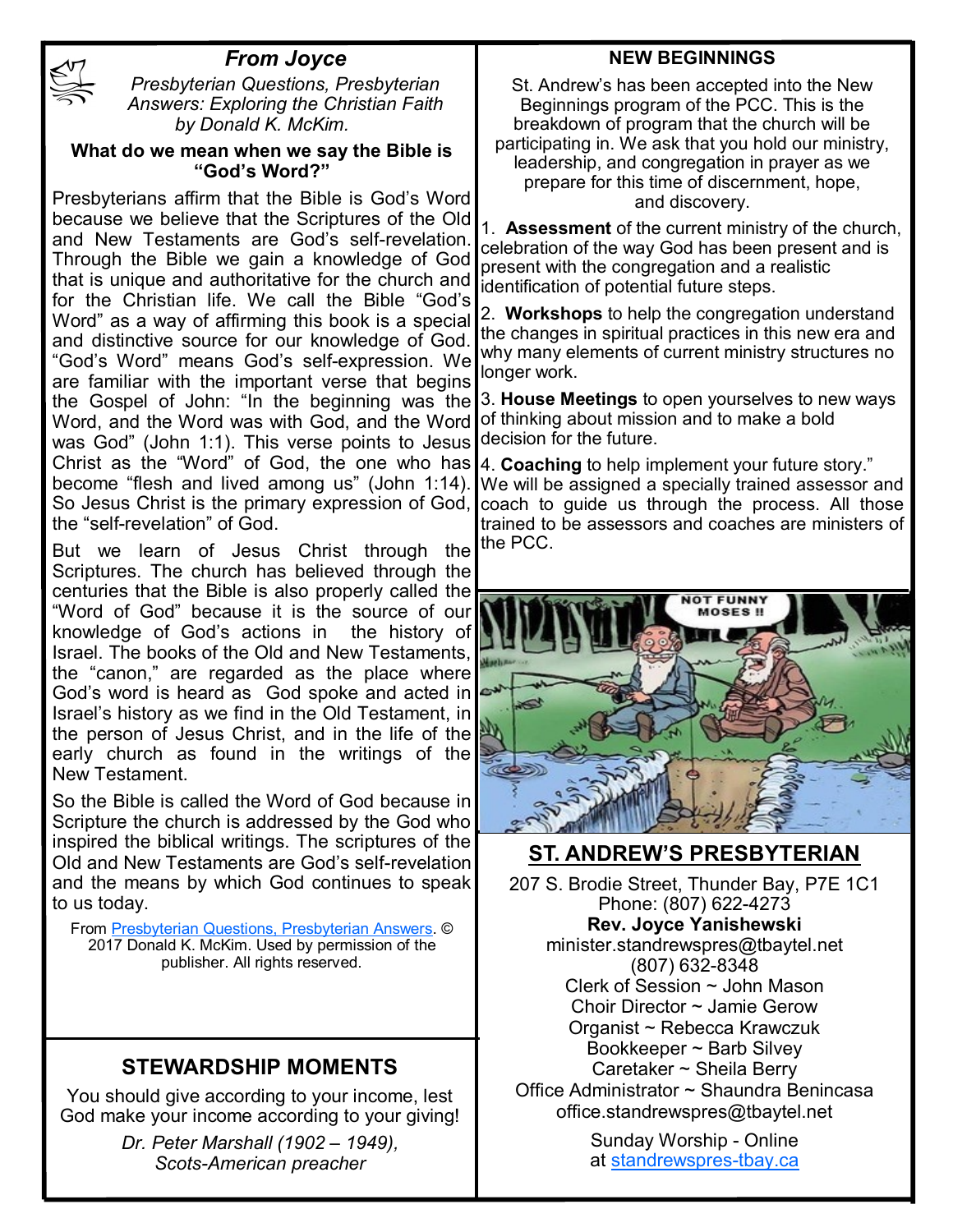## *From Joyce*

*Presbyterian Questions, Presbyterian Answers: Exploring the Christian Faith by Donald K. McKim.*

**What do we mean when we say the Bible is "God's Word?"**

Presbyterians affirm that the Bible is God's Word because we believe that the Scriptures of the Old and New Testaments are God's self-revelation. Through the Bible we gain a knowledge of God that is unique and authoritative for the church and for the Christian life. We call the Bible "God's Word" as a way of affirming this book is a special and distinctive source for our knowledge of God. "God's Word" means God's self-expression. We are familiar with the important verse that begins the Gospel of John: "In the beginning was the Word, and the Word was with God, and the Word was God" (John 1:1). This verse points to Jesus Christ as the "Word" of God, the one who has become "flesh and lived among us" (John 1:14). So Jesus Christ is the primary expression of God, the "self-revelation" of God.

But we learn of Jesus Christ through the Scriptures. The church has believed through the centuries that the Bible is also properly called the "Word of God" because it is the source of our knowledge of God's actions in the history of Israel. The books of the Old and New Testaments, the "canon," are regarded as the place where God's word is heard as God spoke and acted in Israel's history as we find in the Old Testament, in the person of Jesus Christ, and in the life of the early church as found in the writings of the New Testament.

So the Bible is called the Word of God because in Scripture the church is addressed by the God who inspired the biblical writings. The scriptures of the Old and New Testaments are God's self-revelation and the means by which God continues to speak to us today.

From Presbyterian Questions, Presbyterian Answers. © 2017 Donald K. McKim. Used by permission of the publisher. All rights reserved.

## STEWARDSHIP MOMENTS

You should give according to your income, lest God make your income according to your giving!

*Dr. Peter Marshall (1902 – 1949), Scots-American preacher*

## NEW BEGINNINGS

St. Andrew's has been accepted into the New Beginnings program of the PCC. This is the breakdown of program that the church will be participating in. We ask that you hold our ministry, leadership, and congregation in prayer as we prepare for this time of discernment, hope, and discovery.

1. **Assessment** of the current ministry of the church, celebration of the way God has been present and is present with the congregation and a realistic identification of potential future steps.
2. **Workshops** to help the congregation understand the changes in spiritual practices in this new era and why many elements of current ministry structures no longer work.
3. **House Meetings** to open yourselves to new ways of thinking about mission and to make a bold decision for the future.
4. **Coaching** to help implement your future story."

We will be assigned a specially trained assessor and coach to guide us through the process. All those trained to be assessors and coaches are ministers of the PCC.

## ST. ANDREW'S PRESBYTERIAN

207 S. Brodie Street, Thunder Bay, P7E 1C1
Phone: (807) 622-4273
**Rev. Joyce Yanishewski**
minister.standrewspres@tbaytel.net
(807) 632-8348
Clerk of Session ~ John Mason
Choir Director ~ Jamie Gerow
Organist ~ Rebecca Krawczuk
Bookkeeper ~ Barb Silvey
Caretaker ~ Sheila Berry
Office Administrator ~ Shaundra Benincasa
office.standrewspres@tbaytel.net

Sunday Worship - Online
at standrewspres-tbay.ca